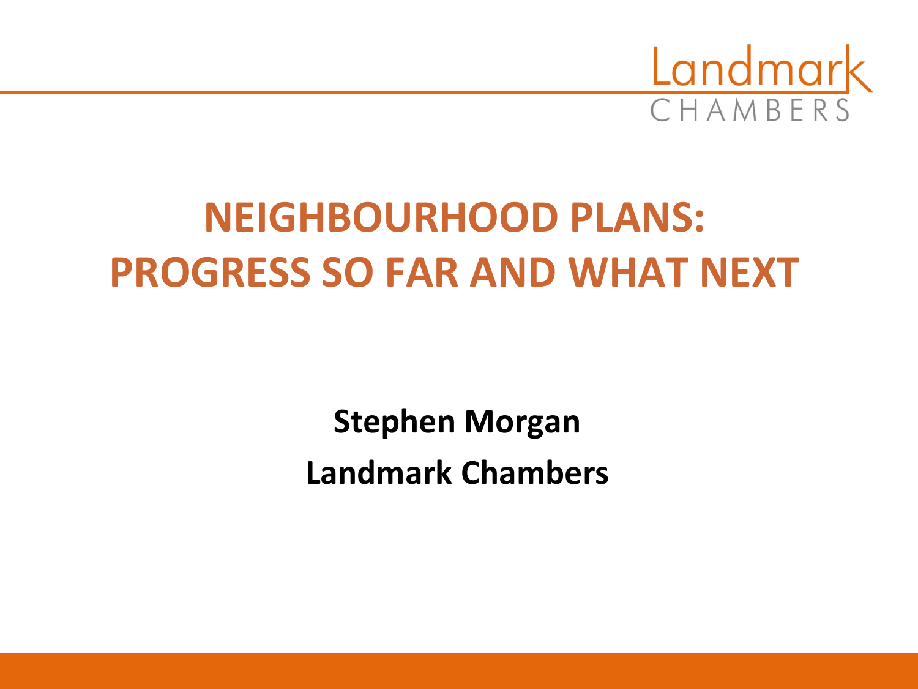Landmark CHAMBERS

# NEIGHBOURHOOD PLANS: PROGRESS SO FAR AND WHAT NEXT

**Stephen Morgan**

**Landmark Chambers**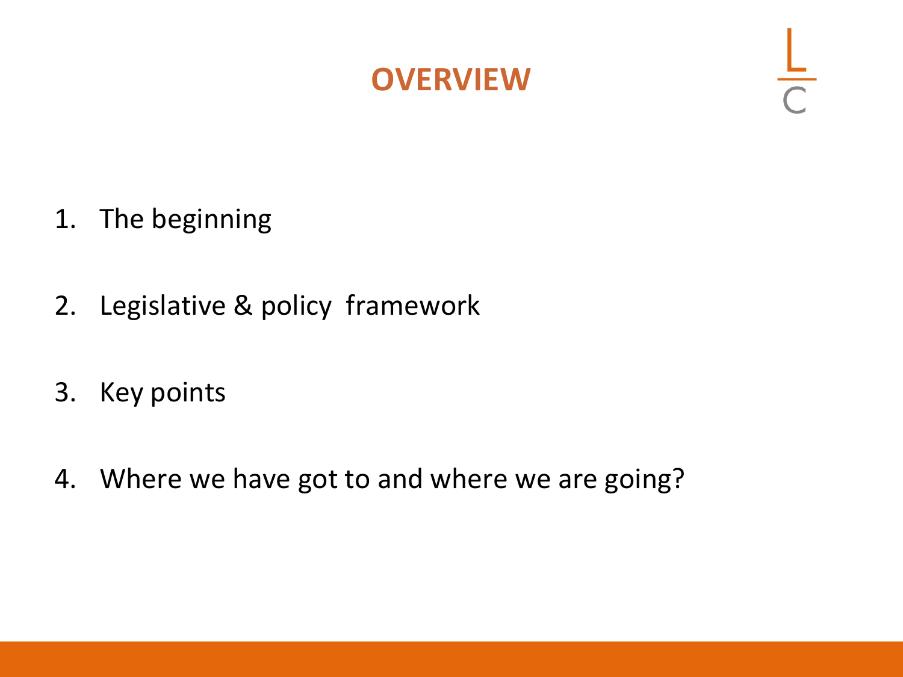# OVERVIEW

1. The beginning
2. Legislative & policy framework
3. Key points
4. Where we have got to and where we are going?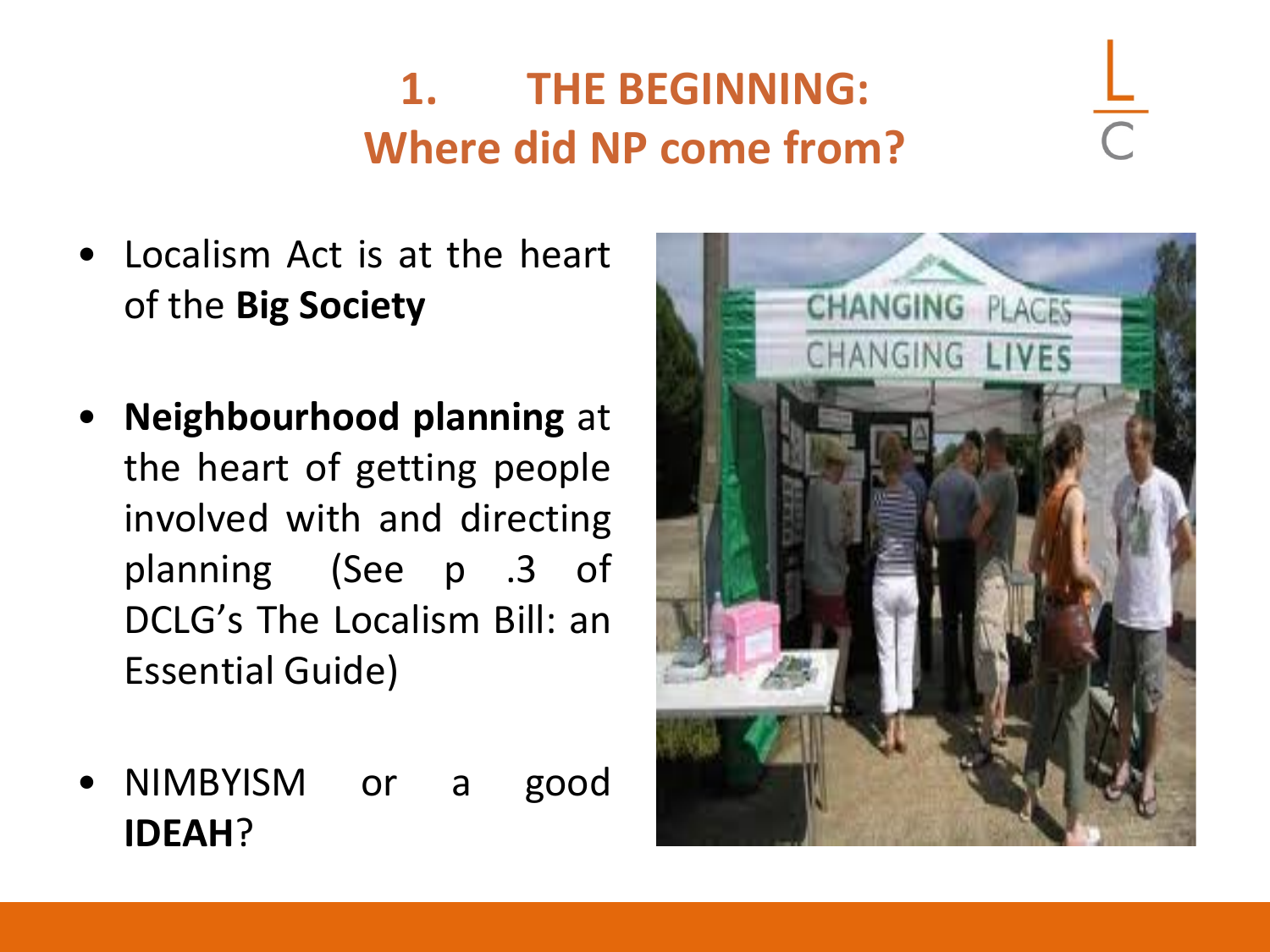# 1. THE BEGINNING: Where did NP come from?

- Localism Act is at the heart of the **Big Society**
- **Neighbourhood planning** at the heart of getting people involved with and directing planning (See p .3 of DCLG's The Localism Bill: an Essential Guide)
- NIMBYISM or a good **IDEAH**?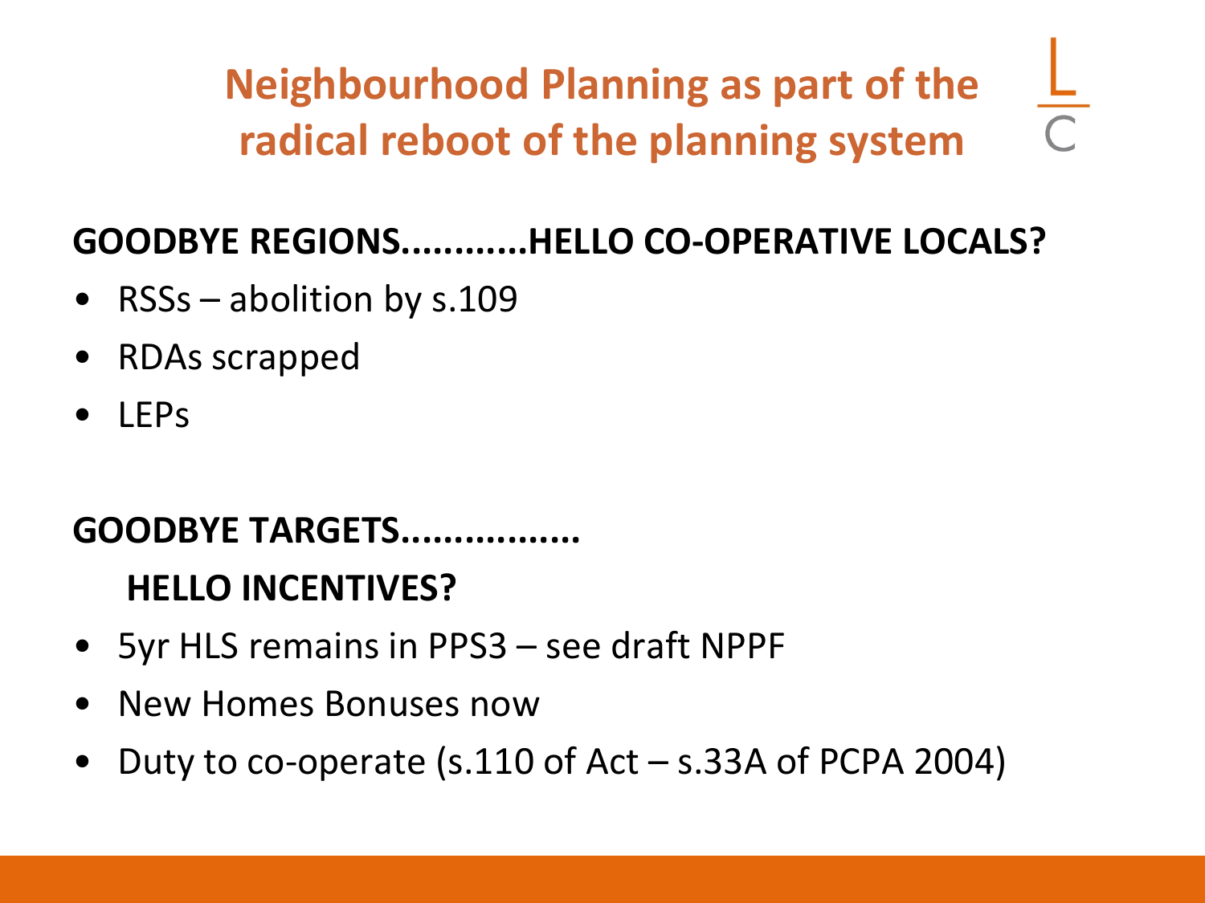# Neighbourhood Planning as part of the radical reboot of the planning system

**GOODBYE REGIONS...........HELLO CO-OPERATIVE LOCALS?**

- RSSs – abolition by s.109
- RDAs scrapped
- LEPs

**GOODBYE TARGETS................**

**HELLO INCENTIVES?**

- 5yr HLS remains in PPS3 – see draft NPPF
- New Homes Bonuses now
- Duty to co-operate (s.110 of Act – s.33A of PCPA 2004)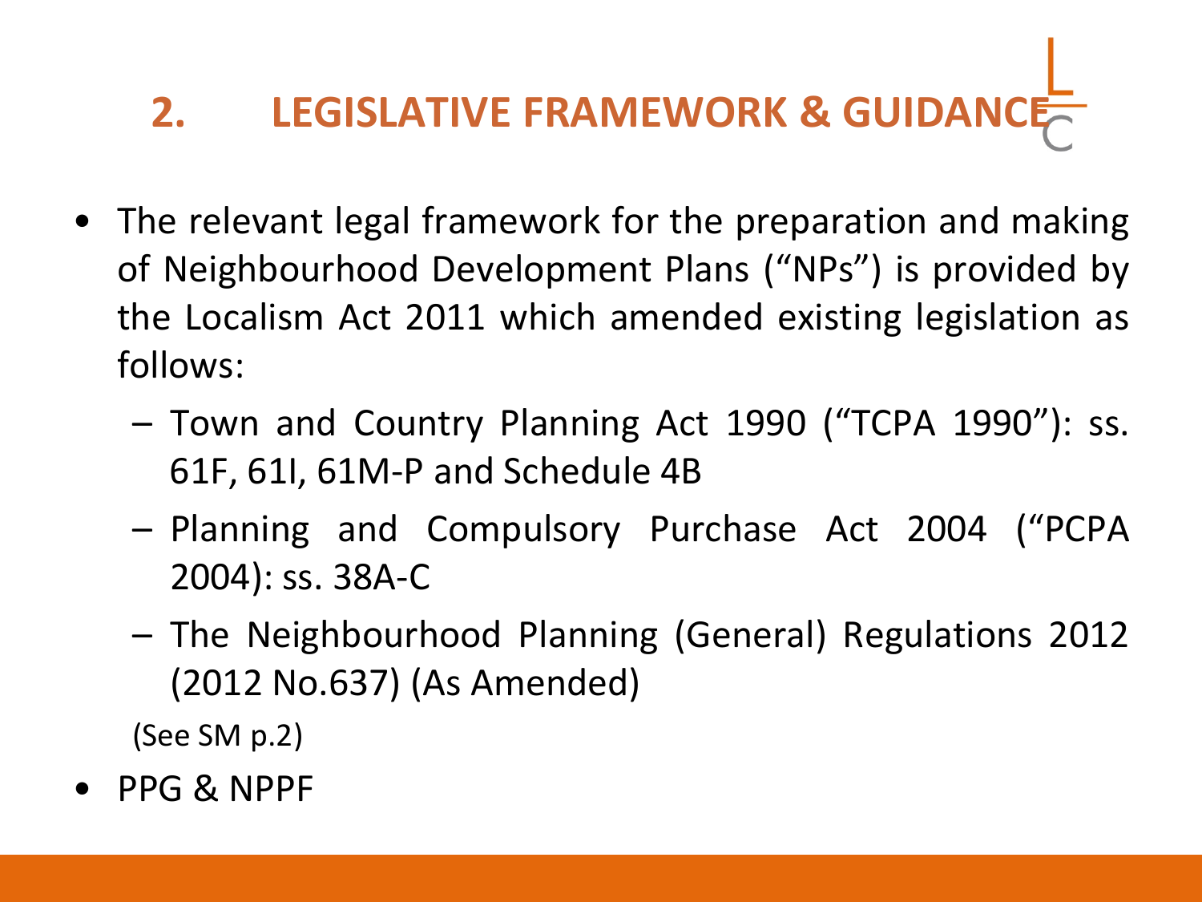# 2. LEGISLATIVE FRAMEWORK & GUIDANCE

- The relevant legal framework for the preparation and making of Neighbourhood Development Plans ("NPs") is provided by the Localism Act 2011 which amended existing legislation as follows:
  - Town and Country Planning Act 1990 ("TCPA 1990"): ss. 61F, 61I, 61M-P and Schedule 4B
  - Planning and Compulsory Purchase Act 2004 ("PCPA 2004): ss. 38A-C
  - The Neighbourhood Planning (General) Regulations 2012 (2012 No.637) (As Amended)

  (See SM p.2)
- PPG & NPPF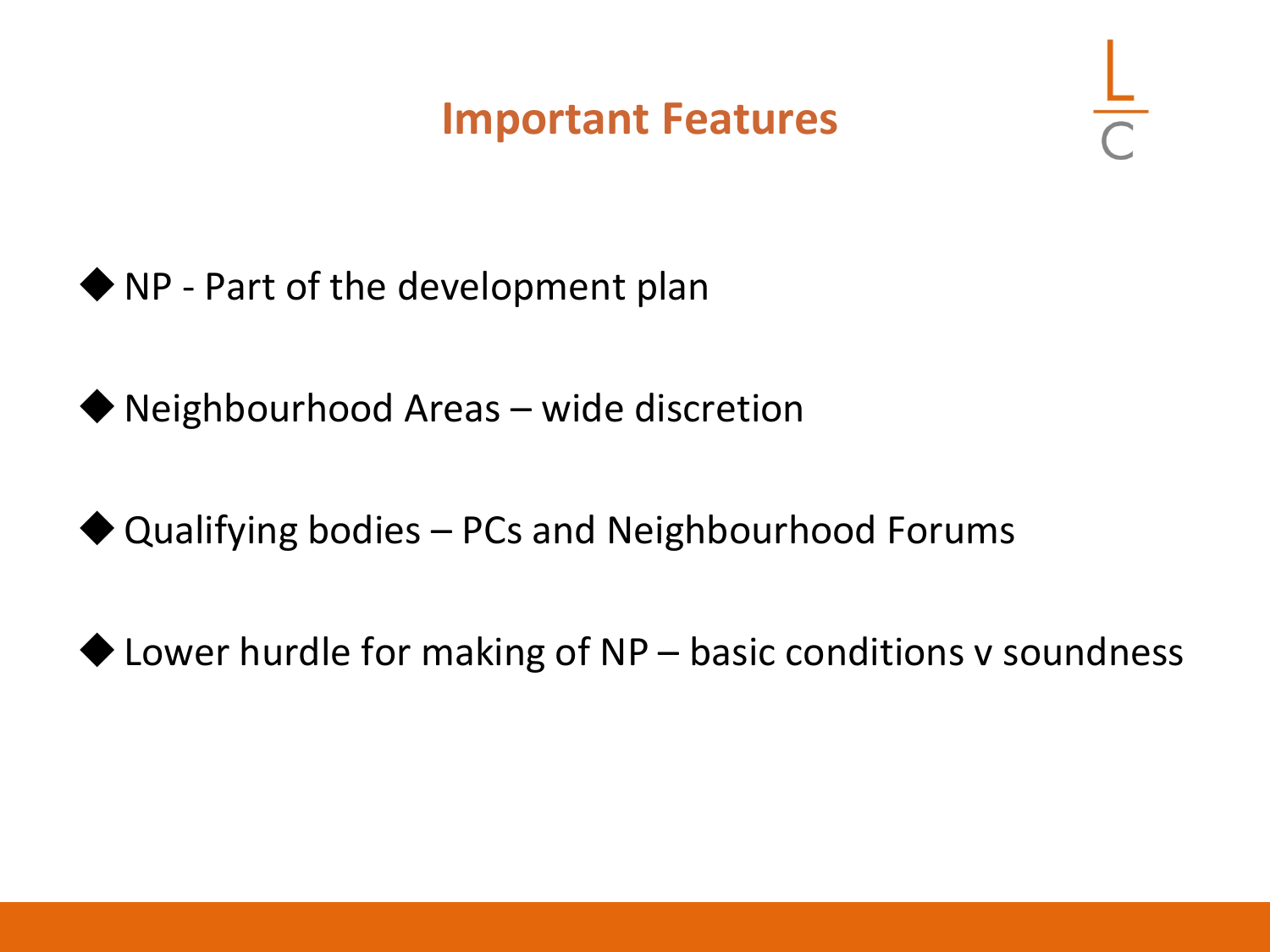# Important Features

- NP - Part of the development plan
- Neighbourhood Areas – wide discretion
- Qualifying bodies – PCs and Neighbourhood Forums
- Lower hurdle for making of NP – basic conditions v soundness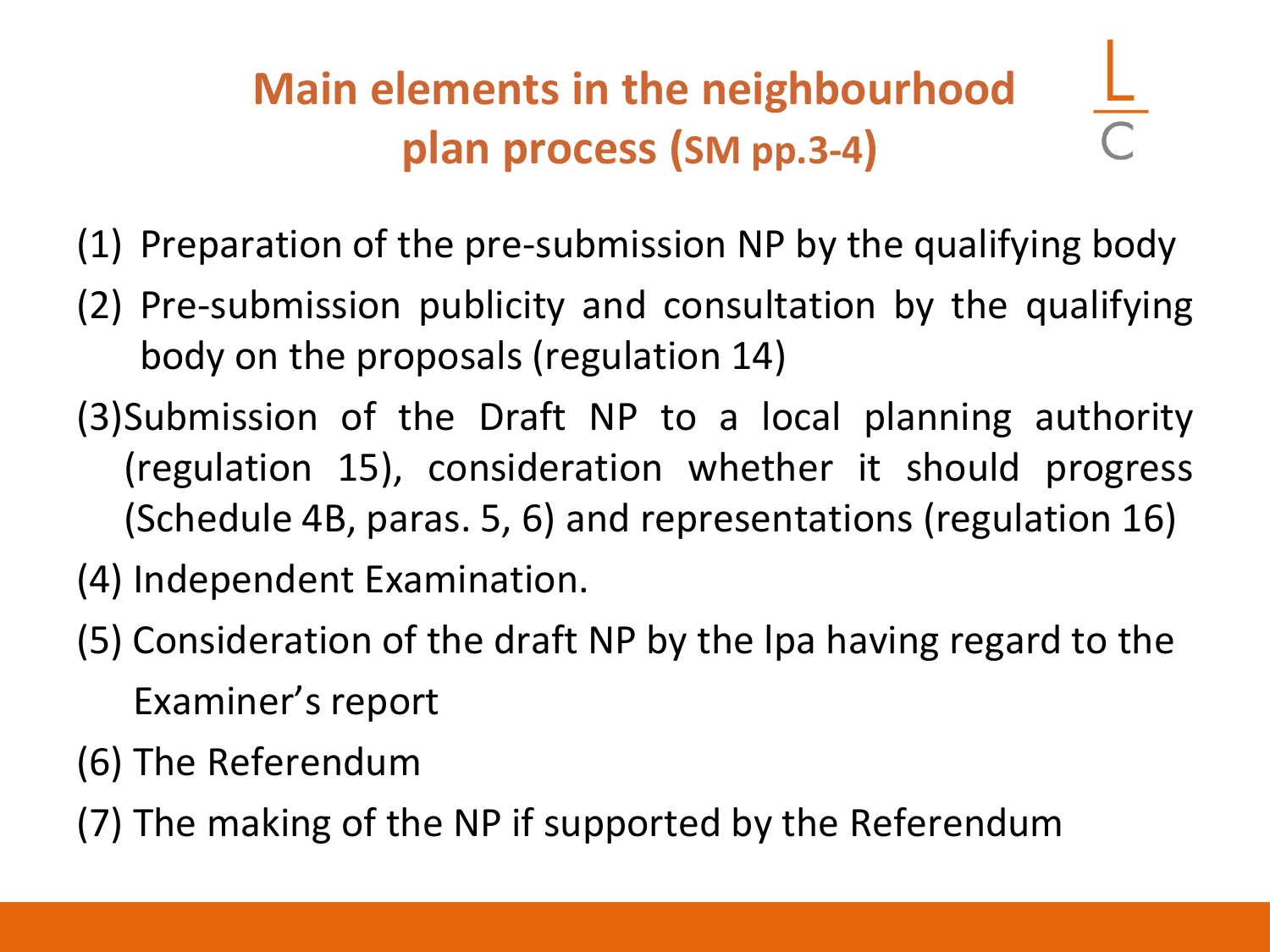# Main elements in the neighbourhood plan process (SM pp.3-4)

(1) Preparation of the pre-submission NP by the qualifying body

(2) Pre-submission publicity and consultation by the qualifying body on the proposals (regulation 14)

(3) Submission of the Draft NP to a local planning authority (regulation 15), consideration whether it should progress (Schedule 4B, paras. 5, 6) and representations (regulation 16)

(4) Independent Examination.

(5) Consideration of the draft NP by the lpa having regard to the Examiner's report

(6) The Referendum

(7) The making of the NP if supported by the Referendum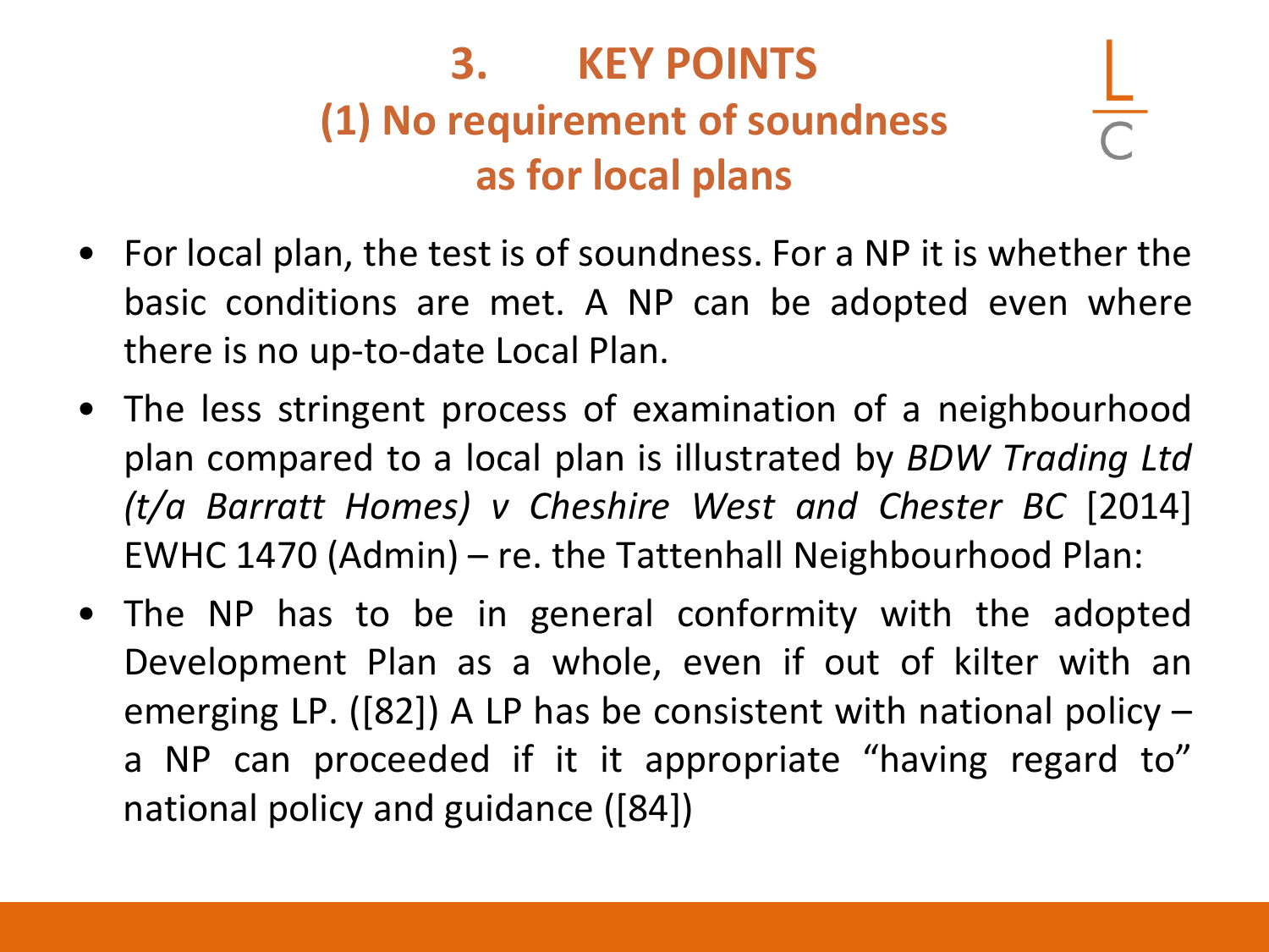# 3. KEY POINTS

## (1) No requirement of soundness as for local plans

- For local plan, the test is of soundness. For a NP it is whether the basic conditions are met. A NP can be adopted even where there is no up-to-date Local Plan.
- The less stringent process of examination of a neighbourhood plan compared to a local plan is illustrated by *BDW Trading Ltd (t/a Barratt Homes) v Cheshire West and Chester BC* [2014] EWHC 1470 (Admin) – re. the Tattenhall Neighbourhood Plan:
- The NP has to be in general conformity with the adopted Development Plan as a whole, even if out of kilter with an emerging LP. ([82]) A LP has be consistent with national policy – a NP can proceeded if it it appropriate "having regard to" national policy and guidance ([84])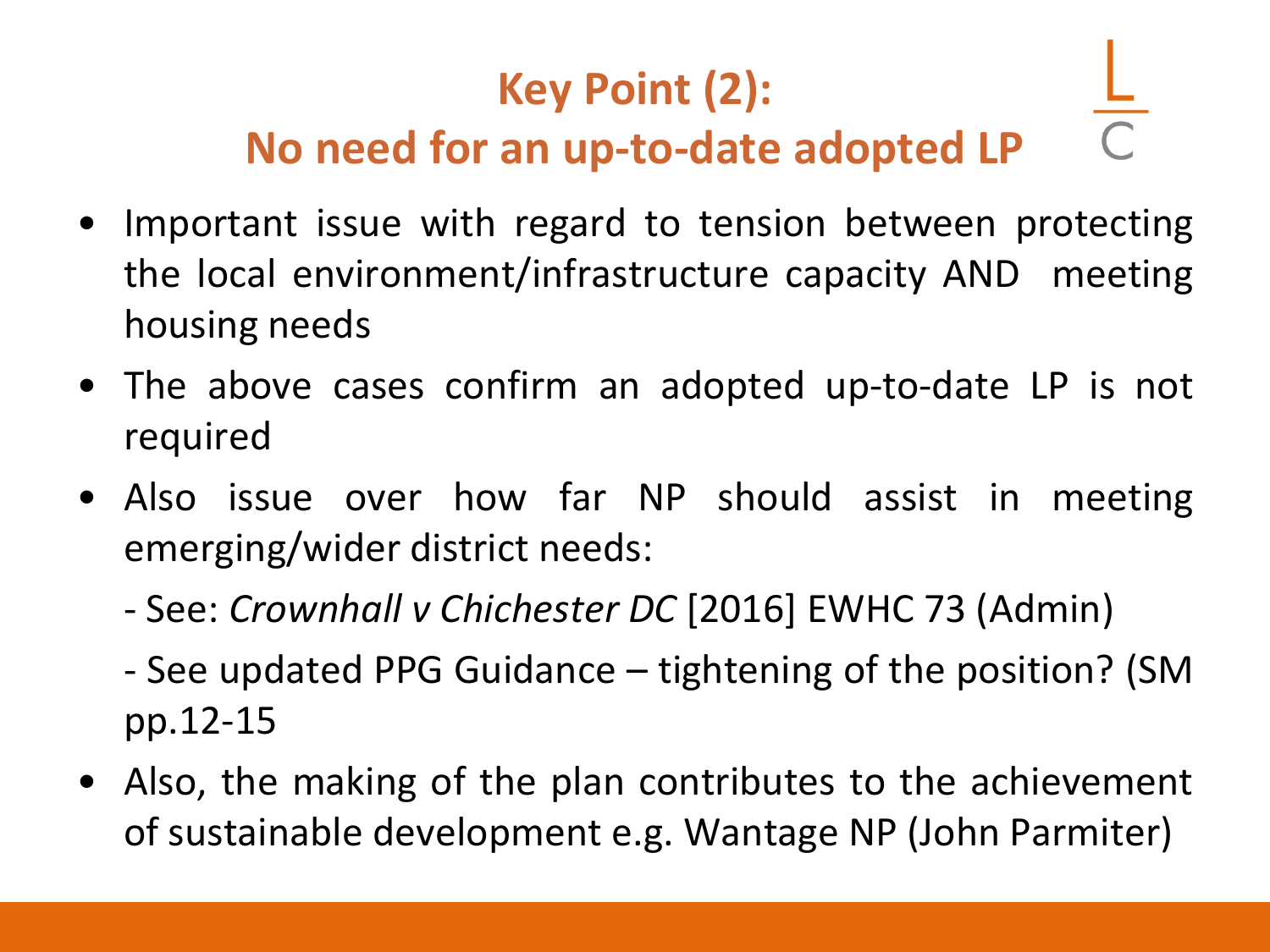# Key Point (2):
# No need for an up-to-date adopted LP

- Important issue with regard to tension between protecting the local environment/infrastructure capacity AND meeting housing needs
- The above cases confirm an adopted up-to-date LP is not required
- Also issue over how far NP should assist in meeting emerging/wider district needs:

  - See: *Crownhall v Chichester DC* [2016] EWHC 73 (Admin)

  - See updated PPG Guidance – tightening of the position? (SM pp.12-15
- Also, the making of the plan contributes to the achievement of sustainable development e.g. Wantage NP (John Parmiter)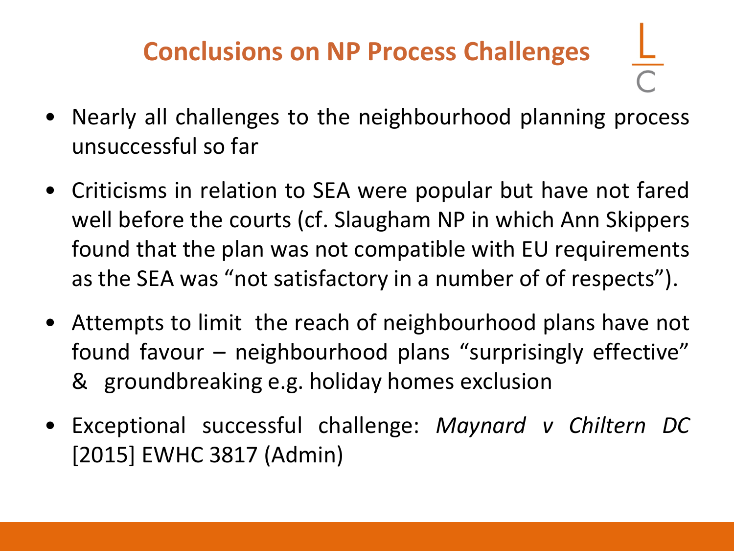# Conclusions on NP Process Challenges

- Nearly all challenges to the neighbourhood planning process unsuccessful so far
- Criticisms in relation to SEA were popular but have not fared well before the courts (cf. Slaugham NP in which Ann Skippers found that the plan was not compatible with EU requirements as the SEA was "not satisfactory in a number of of respects").
- Attempts to limit the reach of neighbourhood plans have not found favour – neighbourhood plans "surprisingly effective" & groundbreaking e.g. holiday homes exclusion
- Exceptional successful challenge: *Maynard v Chiltern DC* [2015] EWHC 3817 (Admin)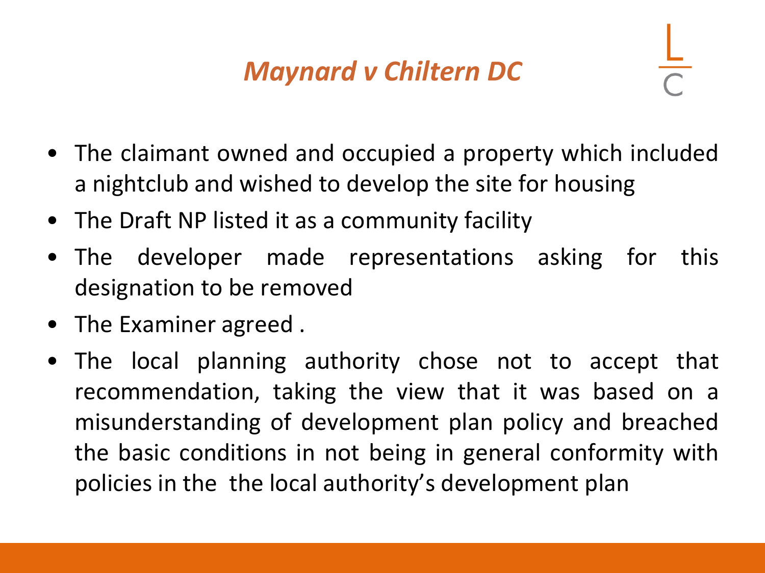# *Maynard v Chiltern DC*

- The claimant owned and occupied a property which included a nightclub and wished to develop the site for housing
- The Draft NP listed it as a community facility
- The developer made representations asking for this designation to be removed
- The Examiner agreed .
- The local planning authority chose not to accept that recommendation, taking the view that it was based on a misunderstanding of development plan policy and breached the basic conditions in not being in general conformity with policies in the the local authority's development plan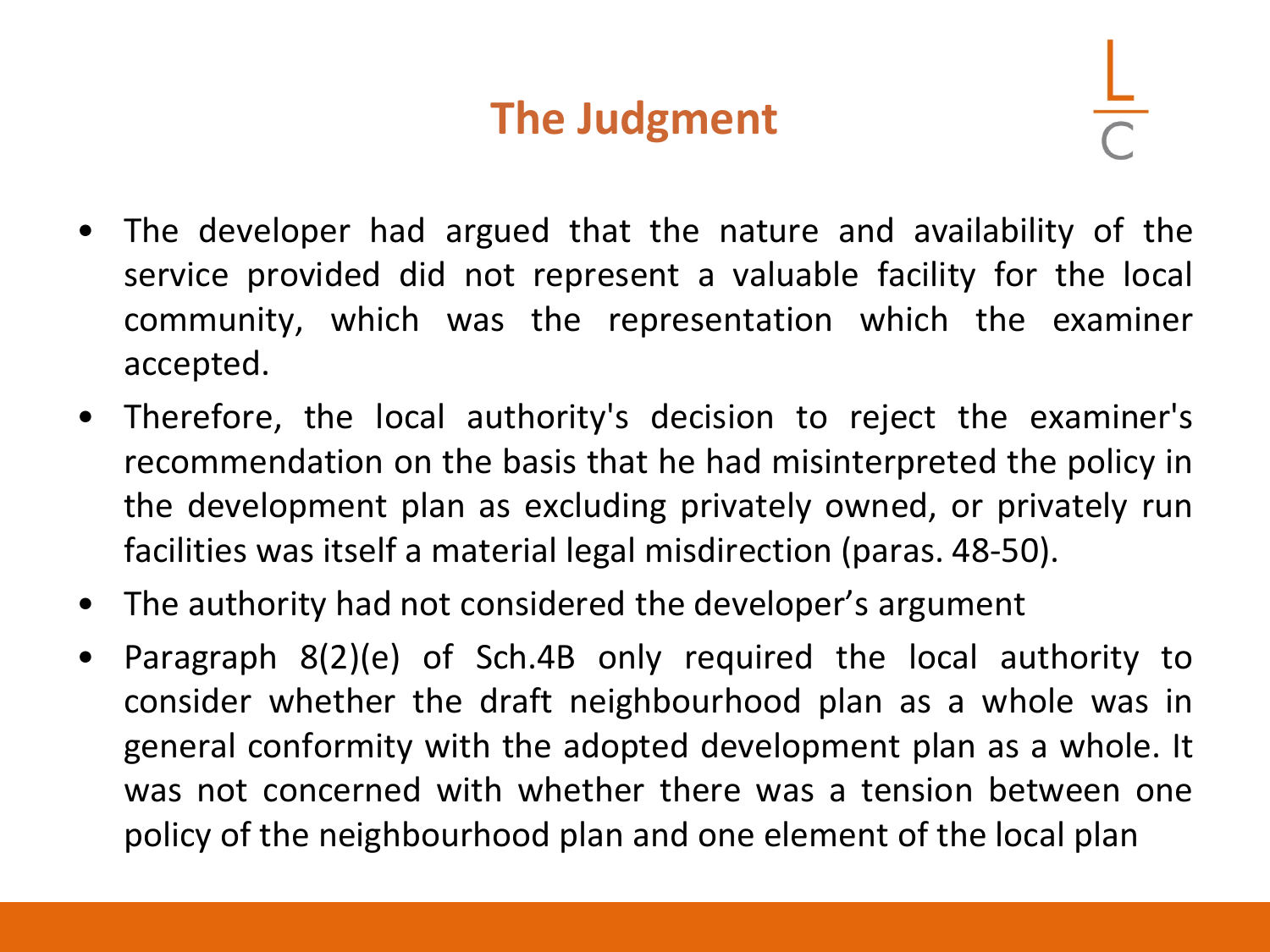# The Judgment

- The developer had argued that the nature and availability of the service provided did not represent a valuable facility for the local community, which was the representation which the examiner accepted.
- Therefore, the local authority's decision to reject the examiner's recommendation on the basis that he had misinterpreted the policy in the development plan as excluding privately owned, or privately run facilities was itself a material legal misdirection (paras. 48-50).
- The authority had not considered the developer's argument
- Paragraph 8(2)(e) of Sch.4B only required the local authority to consider whether the draft neighbourhood plan as a whole was in general conformity with the adopted development plan as a whole. It was not concerned with whether there was a tension between one policy of the neighbourhood plan and one element of the local plan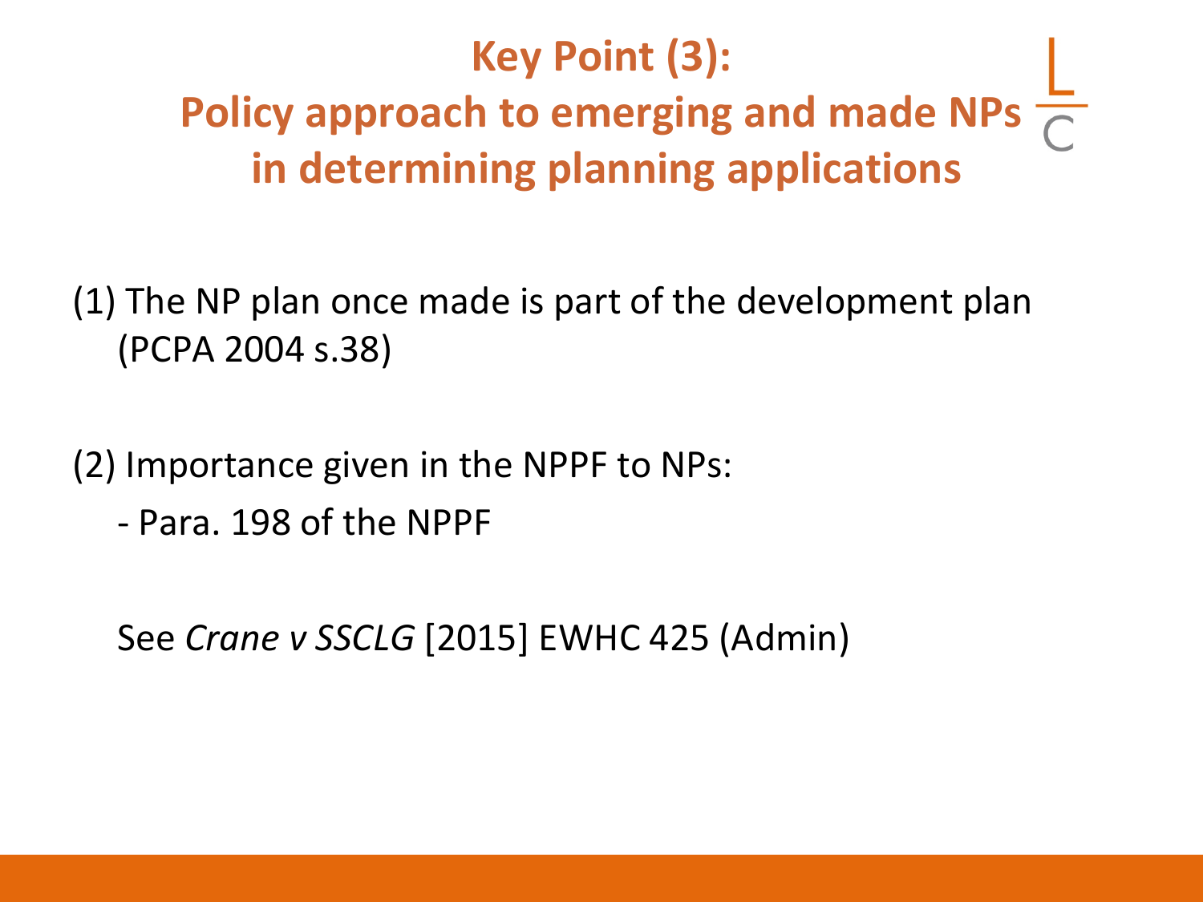# Key Point (3): Policy approach to emerging and made NPs in determining planning applications

(1) The NP plan once made is part of the development plan (PCPA 2004 s.38)

(2) Importance given in the NPPF to NPs:

- Para. 198 of the NPPF

See *Crane v SSCLG* [2015] EWHC 425 (Admin)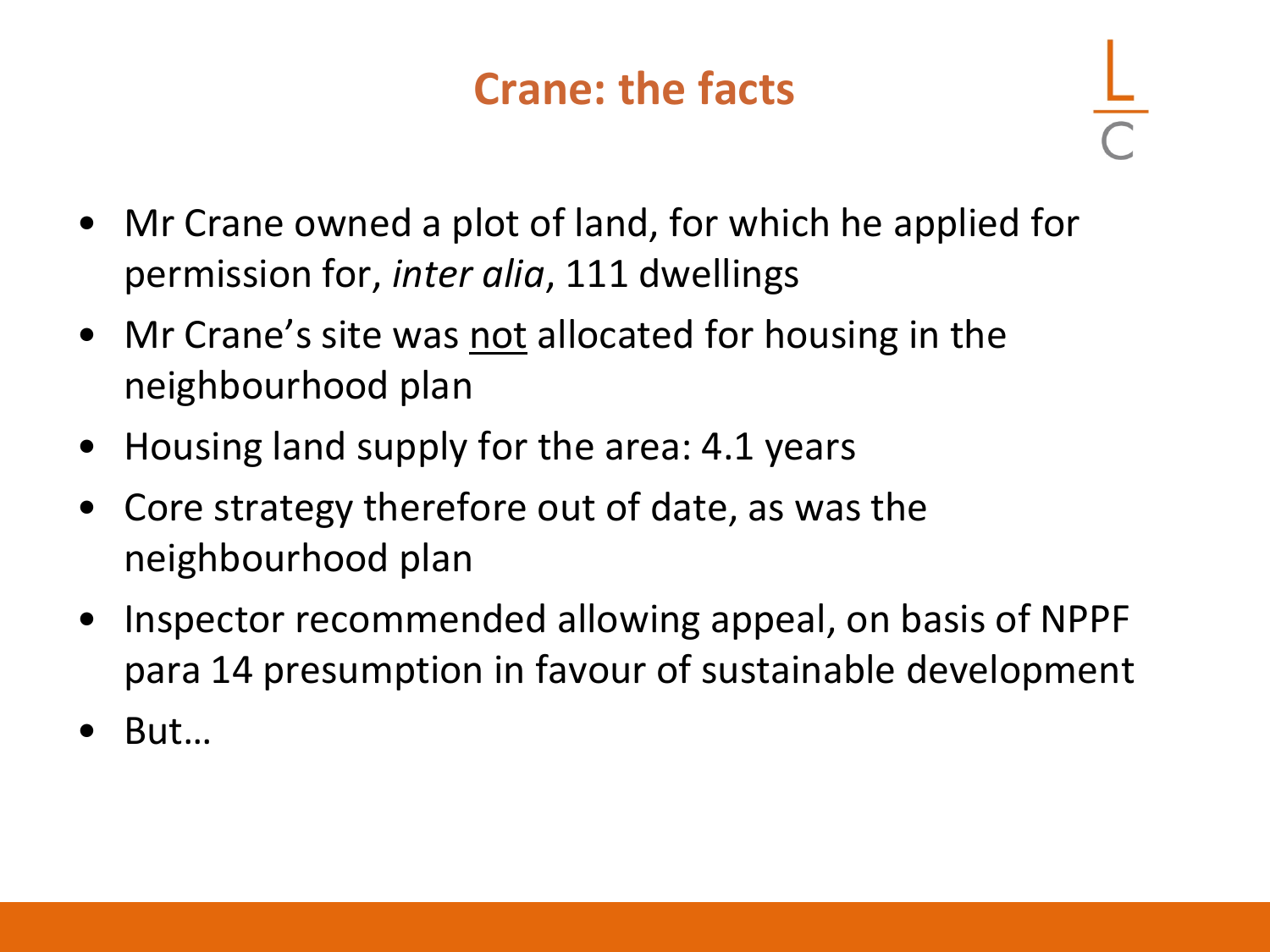# Crane: the facts

- Mr Crane owned a plot of land, for which he applied for permission for, *inter alia*, 111 dwellings
- Mr Crane's site was <u>not</u> allocated for housing in the neighbourhood plan
- Housing land supply for the area: 4.1 years
- Core strategy therefore out of date, as was the neighbourhood plan
- Inspector recommended allowing appeal, on basis of NPPF para 14 presumption in favour of sustainable development
- But…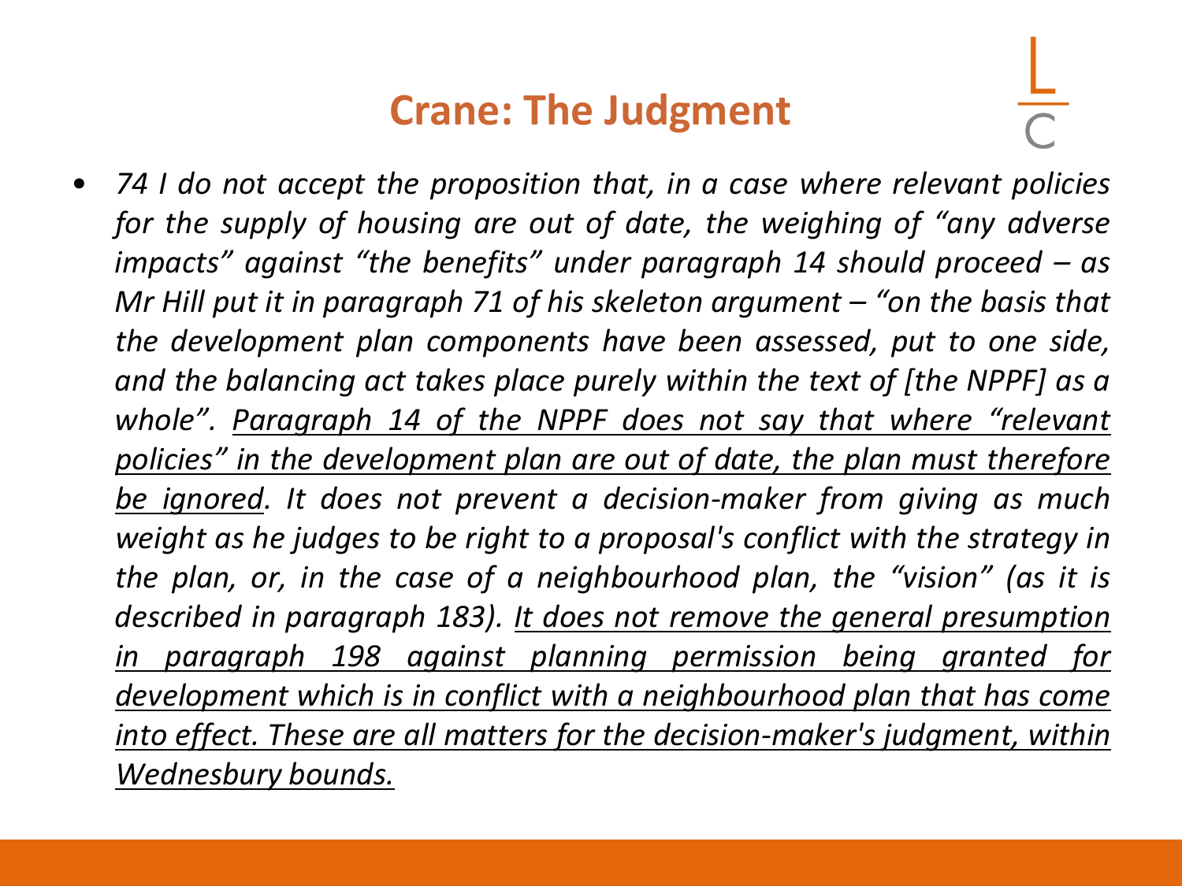# Crane: The Judgment

- *74 I do not accept the proposition that, in a case where relevant policies for the supply of housing are out of date, the weighing of "any adverse impacts" against "the benefits" under paragraph 14 should proceed – as Mr Hill put it in paragraph 71 of his skeleton argument – "on the basis that the development plan components have been assessed, put to one side, and the balancing act takes place purely within the text of [the NPPF] as a whole". <u>Paragraph 14 of the NPPF does not say that where "relevant policies" in the development plan are out of date, the plan must therefore be ignored</u>. It does not prevent a decision-maker from giving as much weight as he judges to be right to a proposal's conflict with the strategy in the plan, or, in the case of a neighbourhood plan, the "vision" (as it is described in paragraph 183). <u>It does not remove the general presumption in paragraph 198 against planning permission being granted for development which is in conflict with a neighbourhood plan that has come into effect. These are all matters for the decision-maker's judgment, within Wednesbury bounds.</u>*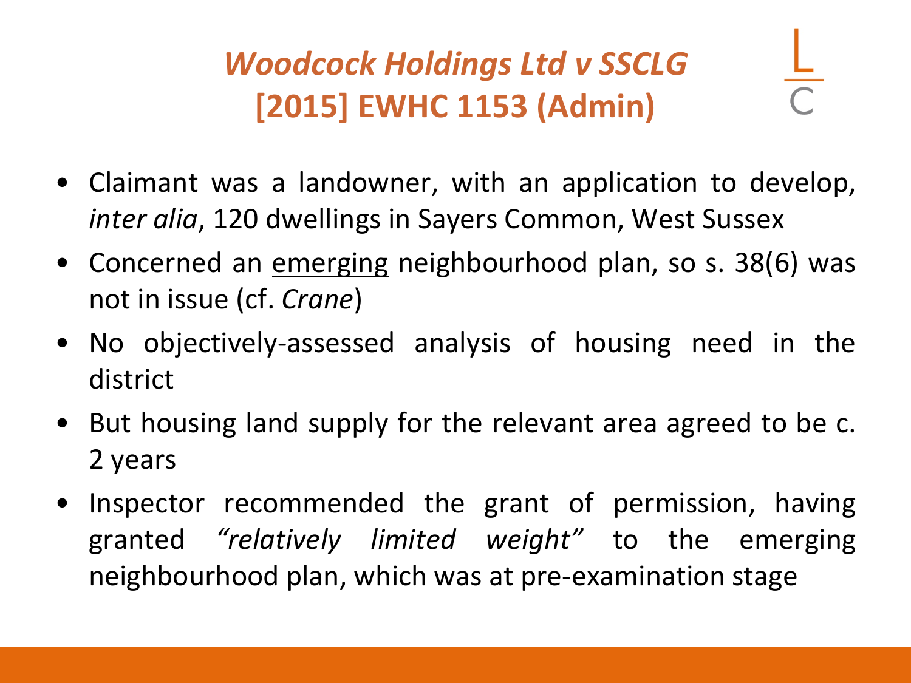# *Woodcock Holdings Ltd v SSCLG* [2015] EWHC 1153 (Admin)

- Claimant was a landowner, with an application to develop, *inter alia*, 120 dwellings in Sayers Common, West Sussex
- Concerned an emerging neighbourhood plan, so s. 38(6) was not in issue (cf. *Crane*)
- No objectively-assessed analysis of housing need in the district
- But housing land supply for the relevant area agreed to be c. 2 years
- Inspector recommended the grant of permission, having granted *"relatively limited weight"* to the emerging neighbourhood plan, which was at pre-examination stage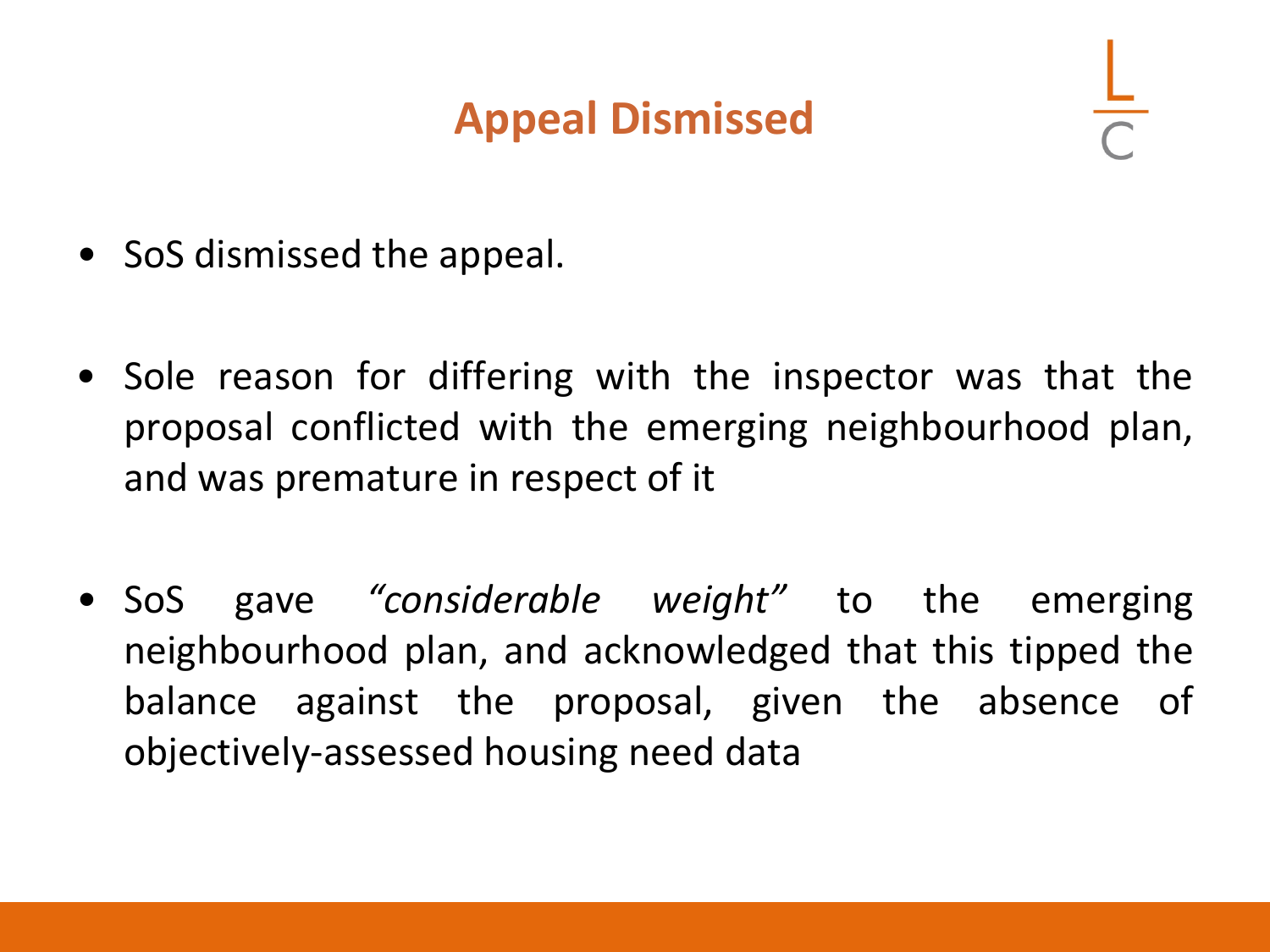# Appeal Dismissed

- SoS dismissed the appeal.

- Sole reason for differing with the inspector was that the proposal conflicted with the emerging neighbourhood plan, and was premature in respect of it

- SoS gave *"considerable weight"* to the emerging neighbourhood plan, and acknowledged that this tipped the balance against the proposal, given the absence of objectively-assessed housing need data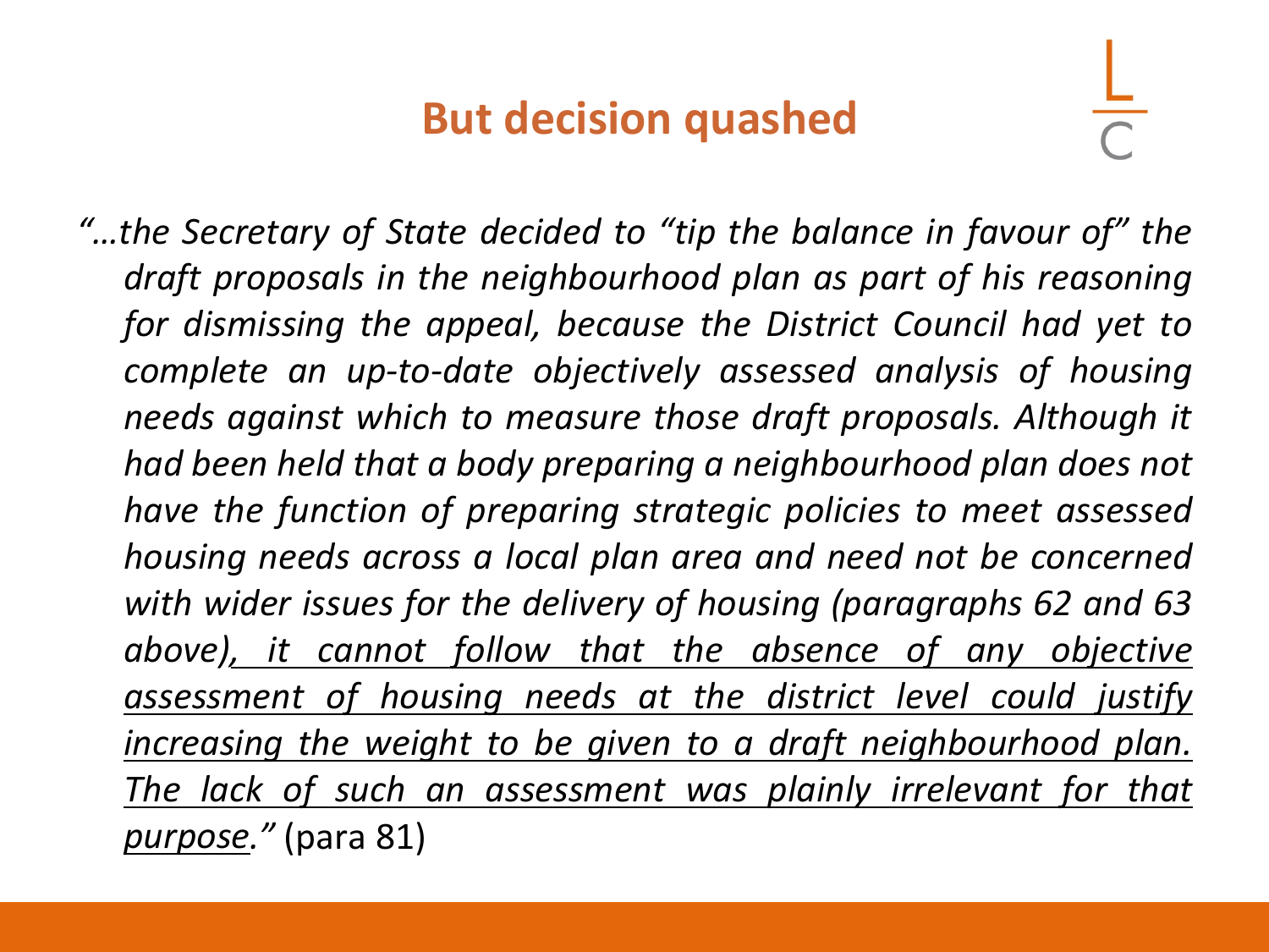# But decision quashed

*"…the Secretary of State decided to "tip the balance in favour of" the draft proposals in the neighbourhood plan as part of his reasoning for dismissing the appeal, because the District Council had yet to complete an up-to-date objectively assessed analysis of housing needs against which to measure those draft proposals. Although it had been held that a body preparing a neighbourhood plan does not have the function of preparing strategic policies to meet assessed housing needs across a local plan area and need not be concerned with wider issues for the delivery of housing (paragraphs 62 and 63 above), <u>it cannot follow that the absence of any objective assessment of housing needs at the district level could justify increasing the weight to be given to a draft neighbourhood plan. The lack of such an assessment was plainly irrelevant for that purpose</u>."* (para 81)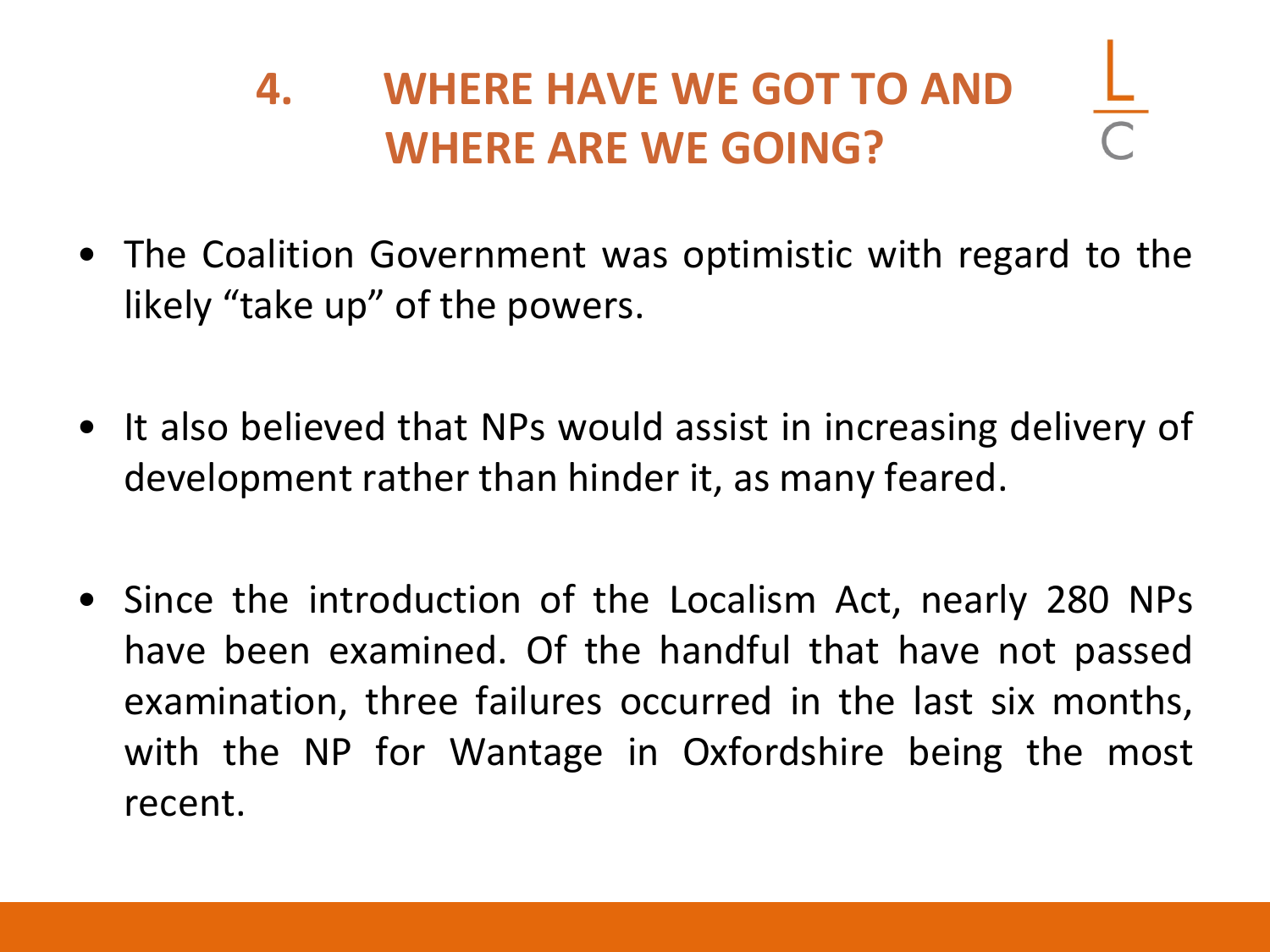# 4. WHERE HAVE WE GOT TO AND WHERE ARE WE GOING?

- The Coalition Government was optimistic with regard to the likely "take up" of the powers.

- It also believed that NPs would assist in increasing delivery of development rather than hinder it, as many feared.

- Since the introduction of the Localism Act, nearly 280 NPs have been examined. Of the handful that have not passed examination, three failures occurred in the last six months, with the NP for Wantage in Oxfordshire being the most recent.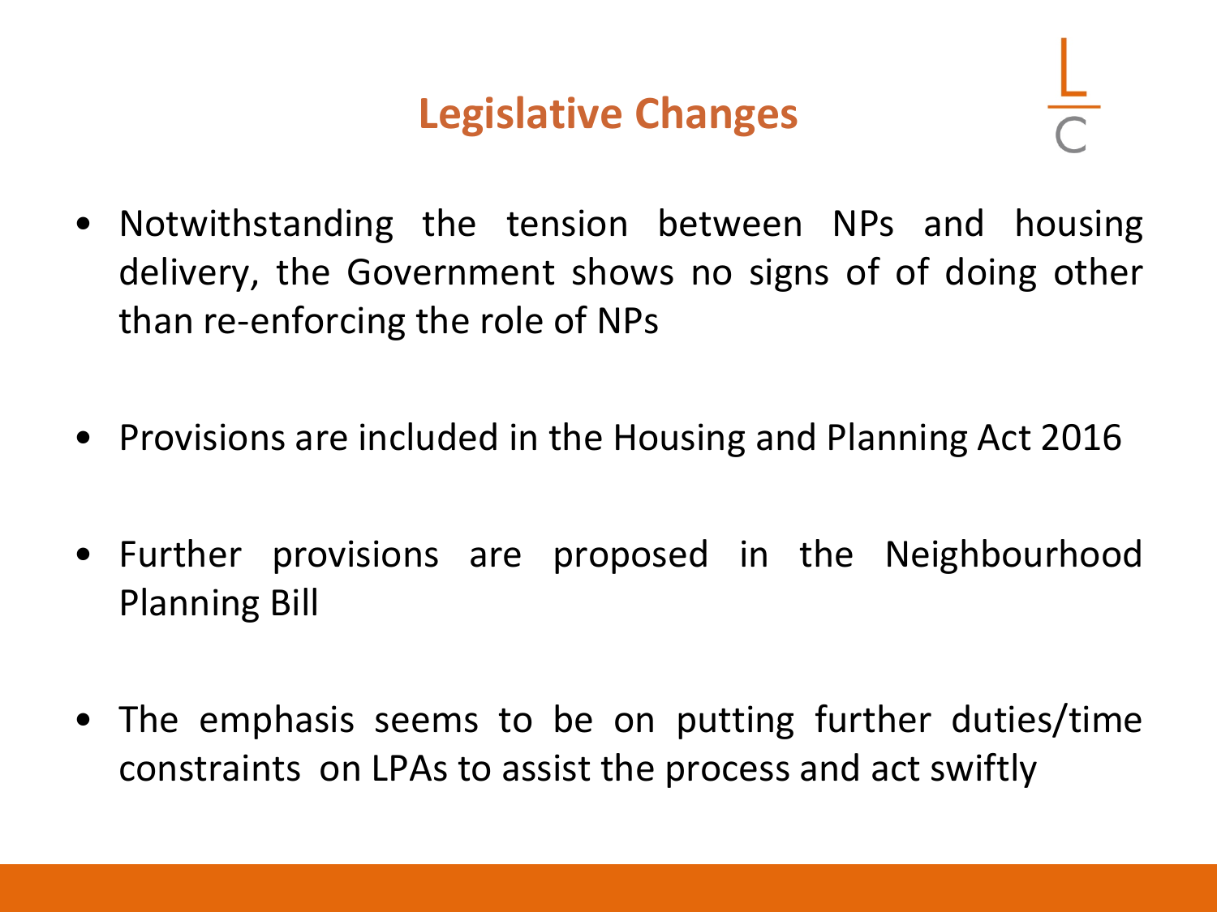# Legislative Changes

- Notwithstanding the tension between NPs and housing delivery, the Government shows no signs of of doing other than re-enforcing the role of NPs
- Provisions are included in the Housing and Planning Act 2016
- Further provisions are proposed in the Neighbourhood Planning Bill
- The emphasis seems to be on putting further duties/time constraints on LPAs to assist the process and act swiftly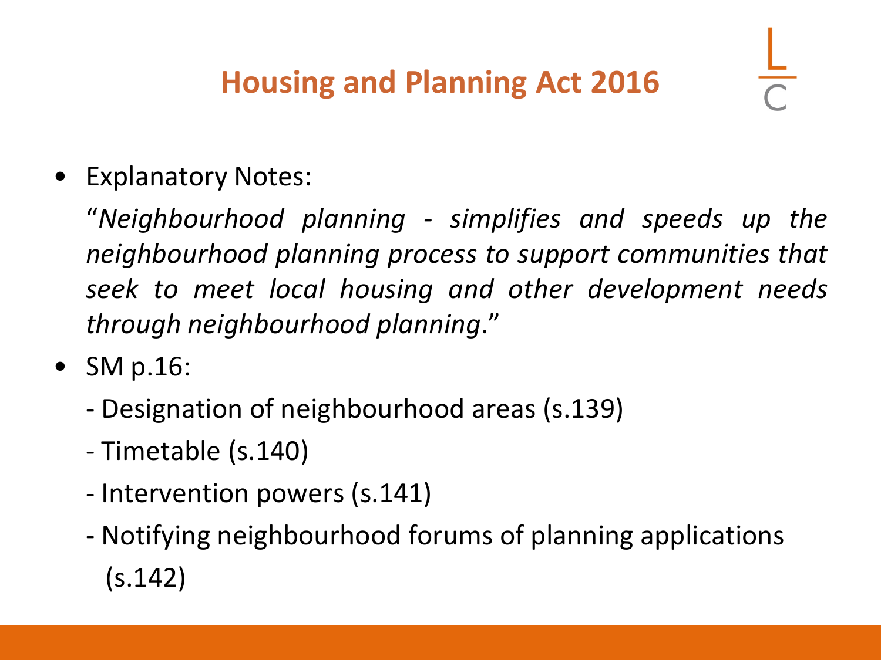# Housing and Planning Act 2016

- Explanatory Notes:

  "*Neighbourhood planning - simplifies and speeds up the neighbourhood planning process to support communities that seek to meet local housing and other development needs through neighbourhood planning*."

- SM p.16:

  - Designation of neighbourhood areas (s.139)
  - Timetable (s.140)
  - Intervention powers (s.141)
  - Notifying neighbourhood forums of planning applications (s.142)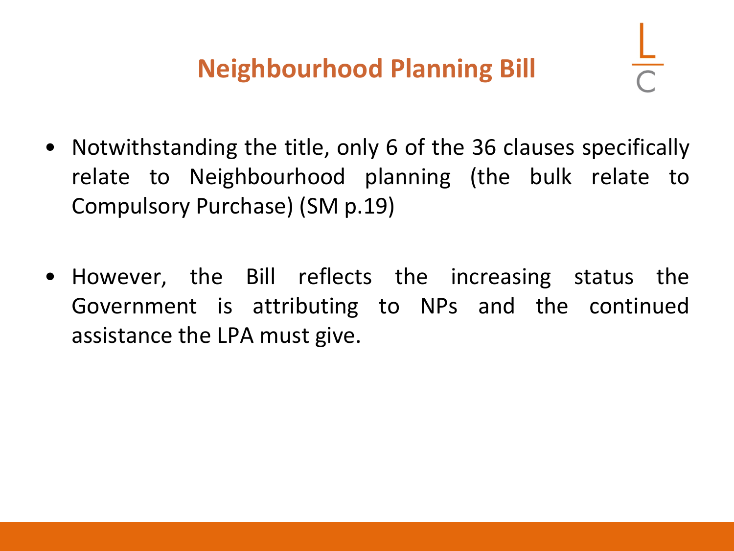# Neighbourhood Planning Bill

- Notwithstanding the title, only 6 of the 36 clauses specifically relate to Neighbourhood planning (the bulk relate to Compulsory Purchase) (SM p.19)

- However, the Bill reflects the increasing status the Government is attributing to NPs and the continued assistance the LPA must give.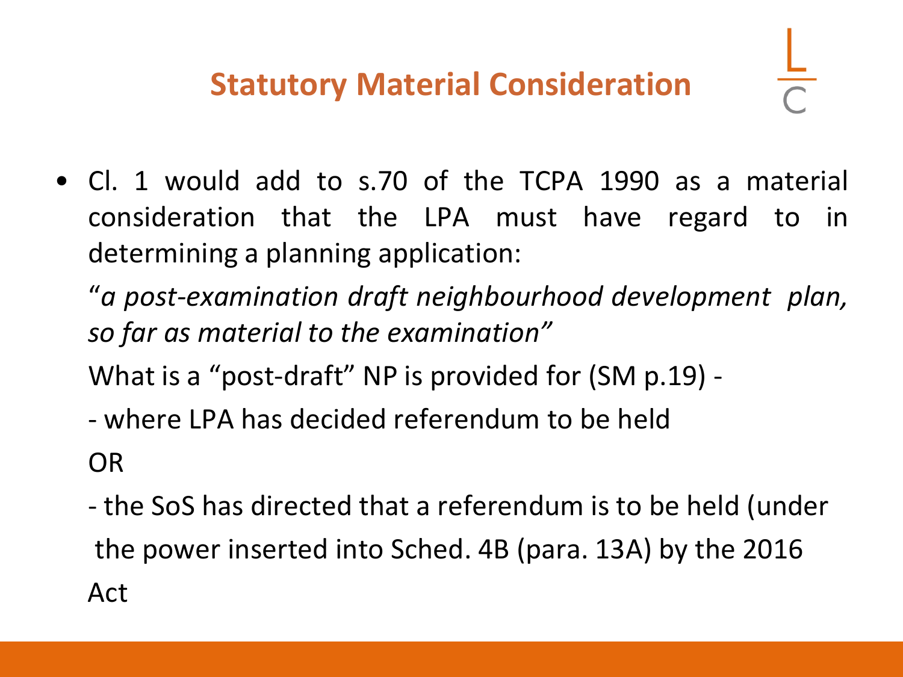# Statutory Material Consideration

- Cl. 1 would add to s.70 of the TCPA 1990 as a material consideration that the LPA must have regard to in determining a planning application:

  "*a post-examination draft neighbourhood development plan, so far as material to the examination*"

  What is a "post-draft" NP is provided for (SM p.19) -

  - where LPA has decided referendum to be held

  OR

  - the SoS has directed that a referendum is to be held (under the power inserted into Sched. 4B (para. 13A) by the 2016 Act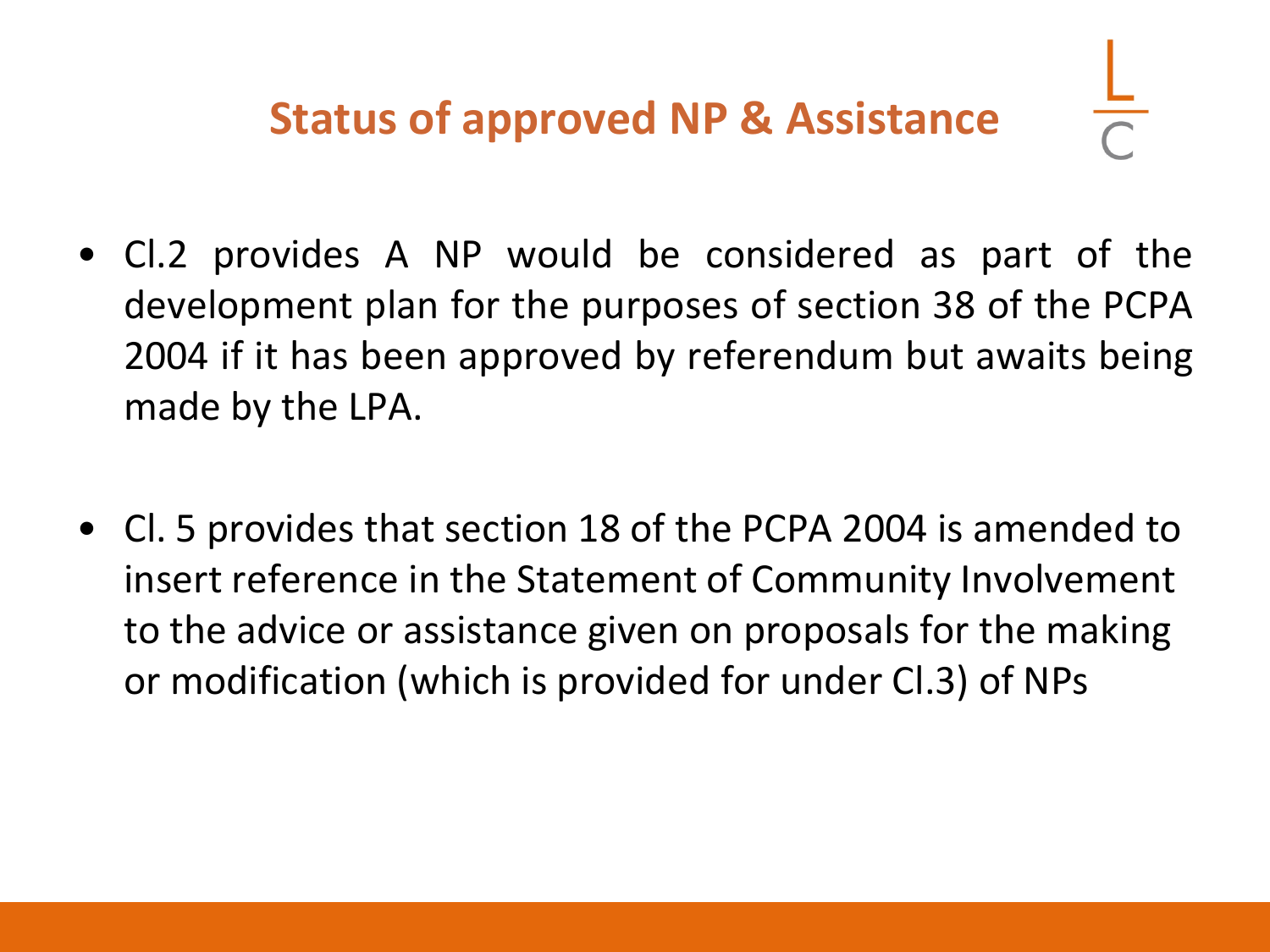## Status of approved NP & Assistance

- Cl.2 provides A NP would be considered as part of the development plan for the purposes of section 38 of the PCPA 2004 if it has been approved by referendum but awaits being made by the LPA.

- Cl. 5 provides that section 18 of the PCPA 2004 is amended to insert reference in the Statement of Community Involvement to the advice or assistance given on proposals for the making or modification (which is provided for under Cl.3) of NPs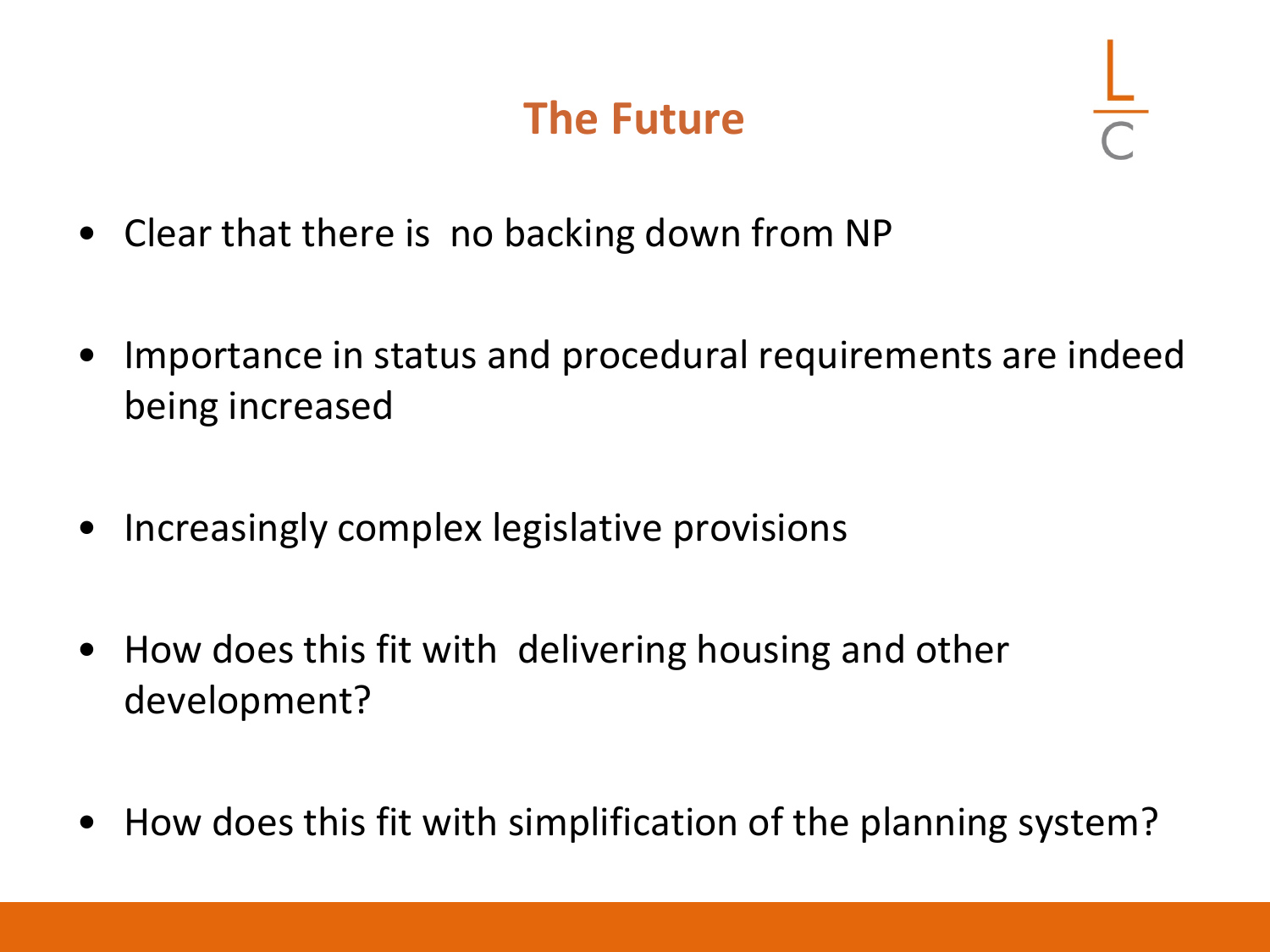# The Future

- Clear that there is no backing down from NP
- Importance in status and procedural requirements are indeed being increased
- Increasingly complex legislative provisions
- How does this fit with delivering housing and other development?
- How does this fit with simplification of the planning system?